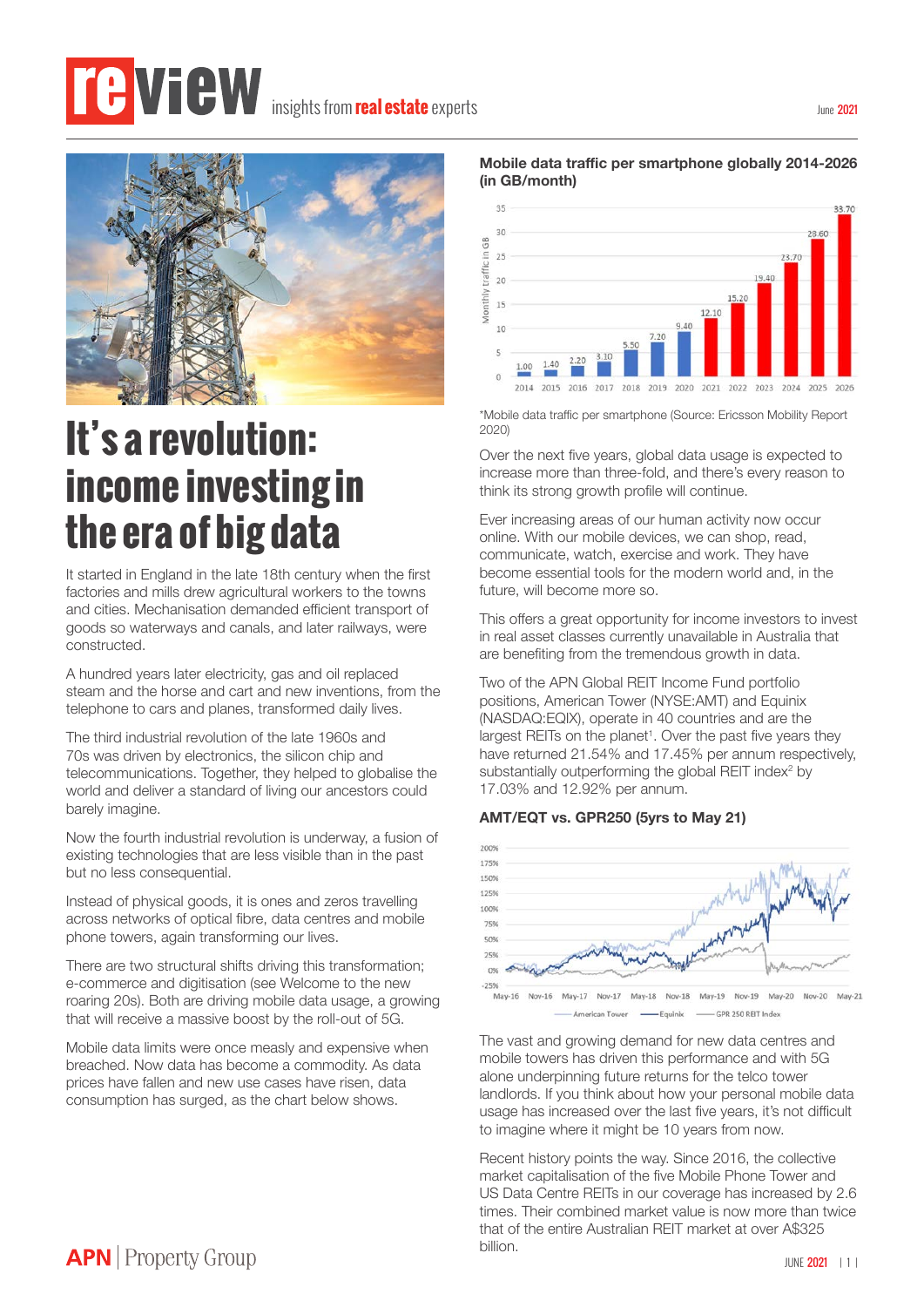# review insights from real estate experts

June 2021

# It's a revolution: income investing in the era of big data

It started in England in the late 18th century when the first factories and mills drew agricultural workers to the towns and cities. Mechanisation demanded efficient transport of goods so waterways and canals, and later railways, were constructed.

A hundred years later electricity, gas and oil replaced steam and the horse and cart and new inventions, from the telephone to cars and planes, transformed daily lives.

The third industrial revolution of the late 1960s and 70s was driven by electronics, the silicon chip and telecommunications. Together, they helped to globalise the world and deliver a standard of living our ancestors could barely imagine.

Now the fourth industrial revolution is underway, a fusion of existing technologies that are less visible than in the past but no less consequential.

Instead of physical goods, it is ones and zeros travelling across networks of optical fibre, data centres and mobile phone towers, again transforming our lives.

There are two structural shifts driving this transformation; e-commerce and digitisation (see Welcome to the new roaring 20s). Both are driving mobile data usage, a growing that will receive a massive boost by the roll-out of 5G.

Mobile data limits were once measly and expensive when breached. Now data has become a commodity. As data prices have fallen and new use cases have risen, data consumption has surged, as the chart below shows.

**Mobile data traffic per smartphone globally 2014-2026 (in GB/month)**

| Year | Monthly traffic in GB |
|---|---|
| 2014 | 1.00 |
| 2015 | 1.40 |
| 2016 | 2.20 |
| 2017 | 3.10 |
| 2018 | 5.50 |
| 2019 | 7.20 |
| 2020 | 9.40 |
| 2021 | 12.10 |
| 2022 | 15.20 |
| 2023 | 19.40 |
| 2024 | 23.70 |
| 2025 | 28.60 |
| 2026 | 33.70 |

*Mobile data traffic per smartphone (Source: Ericsson Mobility Report 2020)

Over the next five years, global data usage is expected to increase more than three-fold, and there's every reason to think its strong growth profile will continue.

Ever increasing areas of our human activity now occur online. With our mobile devices, we can shop, read, communicate, watch, exercise and work. They have become essential tools for the modern world and, in the future, will become more so.

This offers a great opportunity for income investors to invest in real asset classes currently unavailable in Australia that are benefiting from the tremendous growth in data.

Two of the APN Global REIT Income Fund portfolio positions, American Tower (NYSE:AMT) and Equinix (NASDAQ:EQIX), operate in 40 countries and are the largest REITs on the planet[1]. Over the past five years they have returned 21.54% and 17.45% per annum respectively, substantially outperforming the global REIT index[2] by 17.03% and 12.92% per annum.

**AMT/EQT vs. GPR250 (5yrs to May 21)**

Legend: American Tower, Equinix, GPR 250 REIT Index

The vast and growing demand for new data centres and mobile towers has driven this performance and with 5G alone underpinning future returns for the telco landlords. If you think about how your personal mobile data usage has increased over the last five years, it's not difficult to imagine where it might be 10 years from now.

Recent history points the way. Since 2016, the collective market capitalisation of the five Mobile Phone Tower and US Data Centre REITs in our coverage has increased by 2.6 times. Their combined market value is now more than twice that of the entire Australian REIT market at over A$325 billion.

APN | Property Group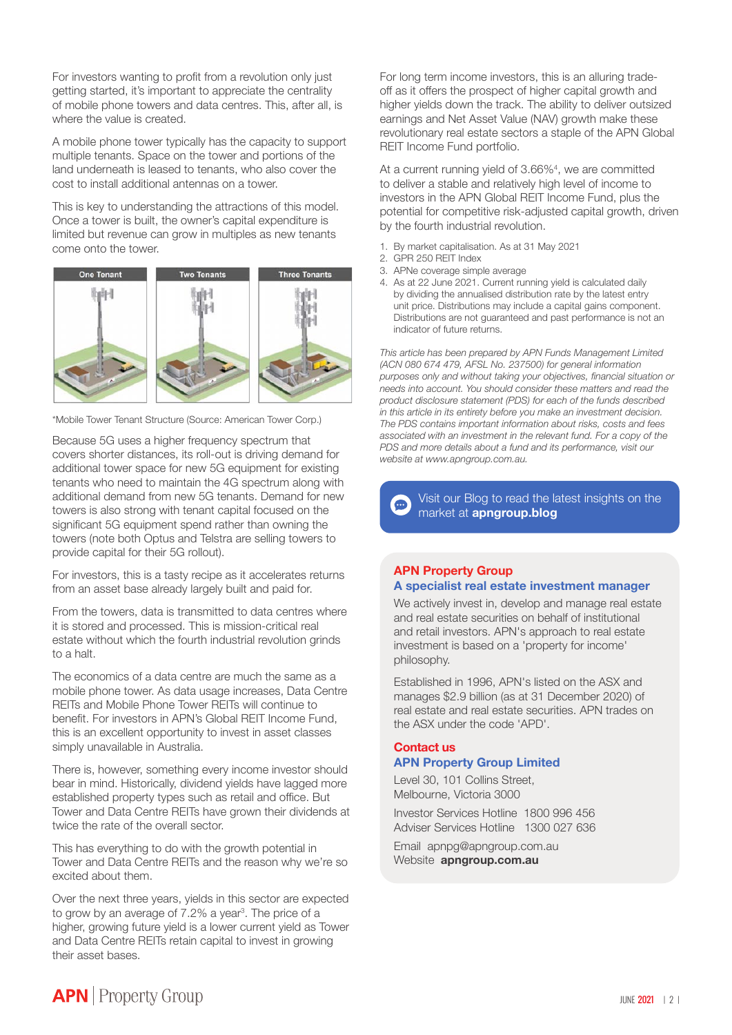For investors wanting to profit from a revolution only just getting started, it's important to appreciate the centrality of mobile phone towers and data centres. This, after all, is where the value is created.

A mobile phone tower typically has the capacity to support multiple tenants. Space on the tower and portions of the land underneath is leased to tenants, who also cover the cost to install additional antennas on a tower.

This is key to understanding the attractions of this model. Once a tower is built, the owner's capital expenditure is limited but revenue can grow in multiples as new tenants come onto the tower.

One Tenant

Two Tenants

Three Tenants

*Mobile Tower Tenant Structure (Source: American Tower Corp.)

Because 5G uses a higher frequency spectrum that covers shorter distances, its roll-out is driving demand for additional tower space for new 5G equipment for existing tenants who need to maintain the 4G spectrum along with additional demand from new 5G tenants. Demand for new towers is also strong with tenant capital focused on the significant 5G equipment spend rather than owning the towers (note both Optus and Telstra are selling towers to provide capital for their 5G rollout).

For investors, this is a tasty recipe as it accelerates returns from an asset base already largely built and paid for.

From the towers, data is transmitted to data centres where it is stored and processed. This is mission-critical real estate without which the fourth industrial revolution grinds to a halt.

The economics of a data centre are much the same as a mobile phone tower. As data usage increases, Data Centre REITs and Mobile Phone Tower REITs will continue to benefit. For investors in APN's Global REIT Income Fund, this is an excellent opportunity to invest in asset classes simply unavailable in Australia.

There is, however, something every income investor should bear in mind. Historically, dividend yields have lagged more established property types such as retail and office. But Tower and Data Centre REITs have grown their dividends at twice the rate of the overall sector.

This has everything to do with the growth potential in Tower and Data Centre REITs and the reason why we're so excited about them.

Over the next three years, yields in this sector are expected to grow by an average of 7.2% a year[3]. The price of a higher, growing future yield is a lower current yield as Tower and Data Centre REITs retain capital to invest in growing their asset bases.

For long term income investors, this is an alluring trade-off as it offers the prospect of higher capital growth and higher yields down the track. The ability to deliver outsized earnings and Net Asset Value (NAV) growth make these revolutionary real estate sectors a staple of the APN Global REIT Income Fund portfolio.

At a current running yield of 3.66%[4], we are committed to deliver a stable and relatively high level of income to investors in the APN Global REIT Income Fund, plus the potential for competitive risk-adjusted capital growth, driven by the fourth industrial revolution.

1. By market capitalisation. As at 31 May 2021
2. GPR 250 REIT Index
3. APNe coverage simple average
4. As at 22 June 2021. Current running yield is calculated daily by dividing the annualised distribution rate by the latest entry unit price. Distributions may include a capital gains component. Distributions are not guaranteed and past performance is not an indicator of future returns.

*This article has been prepared by APN Funds Management Limited (ACN 080 674 479, AFSL No. 237500) for general information purposes only and without taking your objectives, financial situation or needs into account. You should consider these matters and read the product disclosure statement (PDS) for each of the funds described in this article in its entirety before you make an investment decision. The PDS contains important information about risks, costs and fees associated with an investment in the relevant fund. For a copy of the PDS and more details about a fund and its performance, visit our website at www.apngroup.com.au.*

Visit our Blog to read the latest insights on the market at **apngroup.blog**

## APN Property Group

### A specialist real estate investment manager

We actively invest in, develop and manage real estate and real estate securities on behalf of institutional and retail investors. APN's approach to real estate investment is based on a 'property for income' philosophy.

Established in 1996, APN's listed on the ASX and manages $2.9 billion (as at 31 December 2020) of real estate and real estate securities. APN trades on the ASX under the code 'APD'.

## Contact us

### APN Property Group Limited

Level 30, 101 Collins Street,
Melbourne, Victoria 3000

Investor Services Hotline 1800 996 456
Adviser Services Hotline 1300 027 636

Email apnpg@apngroup.com.au
Website **apngroup.com.au**